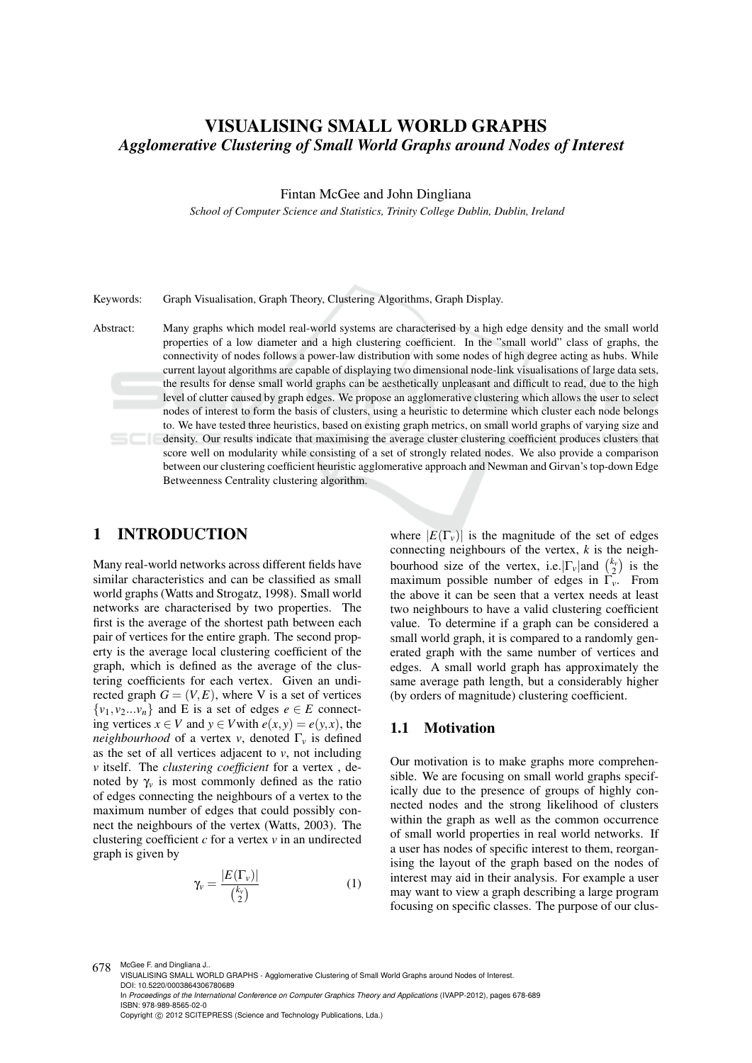# VISUALISING SMALL WORLD GRAPHS

## *Agglomerative Clustering of Small World Graphs around Nodes of Interest*

Fintan McGee and John Dingliana

*School of Computer Science and Statistics, Trinity College Dublin, Dublin, Ireland*

Keywords: Graph Visualisation, Graph Theory, Clustering Algorithms, Graph Display.

Abstract: Many graphs which model real-world systems are characterised by a high edge density and the small world properties of a low diameter and a high clustering coefficient. In the "small world" class of graphs, the connectivity of nodes follows a power-law distribution with some nodes of high degree acting as hubs. While current layout algorithms are capable of displaying two dimensional node-link visualisations of large data sets, the results for dense small world graphs can be aesthetically unpleasant and difficult to read, due to the high level of clutter caused by graph edges. We propose an agglomerative clustering which allows the user to select nodes of interest to form the basis of clusters, using a heuristic to determine which cluster each node belongs to. We have tested three heuristics, based on existing graph metrics, on small world graphs of varying size and density. Our results indicate that maximising the average cluster clustering coefficient produces clusters that score well on modularity while consisting of a set of strongly related nodes. We also provide a comparison between our clustering coefficient heuristic agglomerative approach and Newman and Girvan's top-down Edge Betweenness Centrality clustering algorithm.

## 1 INTRODUCTION

Many real-world networks across different fields have similar characteristics and can be classified as small world graphs (Watts and Strogatz, 1998). Small world networks are characterised by two properties. The first is the average of the shortest path between each pair of vertices for the entire graph. The second property is the average local clustering coefficient of the graph, which is defined as the average of the clustering coefficients for each vertex. Given an undirected graph $G = (V,E)$, where V is a set of vertices $\{v_1, v_2 ... v_n\}$ and E is a set of edges $e \in E$ connecting vertices $x \in V$ and $y \in V$ with $e(x,y) = e(y,x)$, the *neighbourhood* of a vertex $v$, denoted $\Gamma_v$ is defined as the set of all vertices adjacent to $v$, not including $v$ itself. The *clustering coefficient* for a vertex , denoted by $\gamma_v$ is most commonly defined as the ratio of edges connecting the neighbours of a vertex to the maximum number of edges that could possibly connect the neighbours of the vertex (Watts, 2003). The clustering coefficient $c$ for a vertex $v$ in an undirected graph is given by

$$\gamma_v = \frac{|E(\Gamma_v)|}{\binom{k_v}{2}} \qquad (1)$$

where $|E(\Gamma_v)|$ is the magnitude of the set of edges connecting neighbours of the vertex, $k$ is the neighbourhood size of the vertex, i.e.$|\Gamma_v|$and $\binom{k_v}{2}$ is the maximum possible number of edges in $\Gamma_v$. From the above it can be seen that a vertex needs at least two neighbours to have a valid clustering coefficient value. To determine if a graph can be considered a small world graph, it is compared to a randomly generated graph with the same number of vertices and edges. A small world graph has approximately the same average path length, but a considerably higher (by orders of magnitude) clustering coefficient.

### 1.1 Motivation

Our motivation is to make graphs more comprehensible. We are focusing on small world graphs specifically due to the presence of groups of highly connected nodes and the strong likelihood of clusters within the graph as well as the common occurrence of small world properties in real world networks. If a user has nodes of specific interest to them, reorganising the layout of the graph based on the nodes of interest may aid in their analysis. For example a user may want to view a graph describing a large program focusing on specific classes. The purpose of our clus-

McGee F. and Dingliana J..
VISUALISING SMALL WORLD GRAPHS - Agglomerative Clustering of Small World Graphs around Nodes of Interest.
DOI: 10.5220/0003864306780689
In *Proceedings of the International Conference on Computer Graphics Theory and Applications* (IVAPP-2012), pages 678-689
ISBN: 978-989-8565-02-0
Copyright © 2012 SCITEPRESS (Science and Technology Publications, Lda.)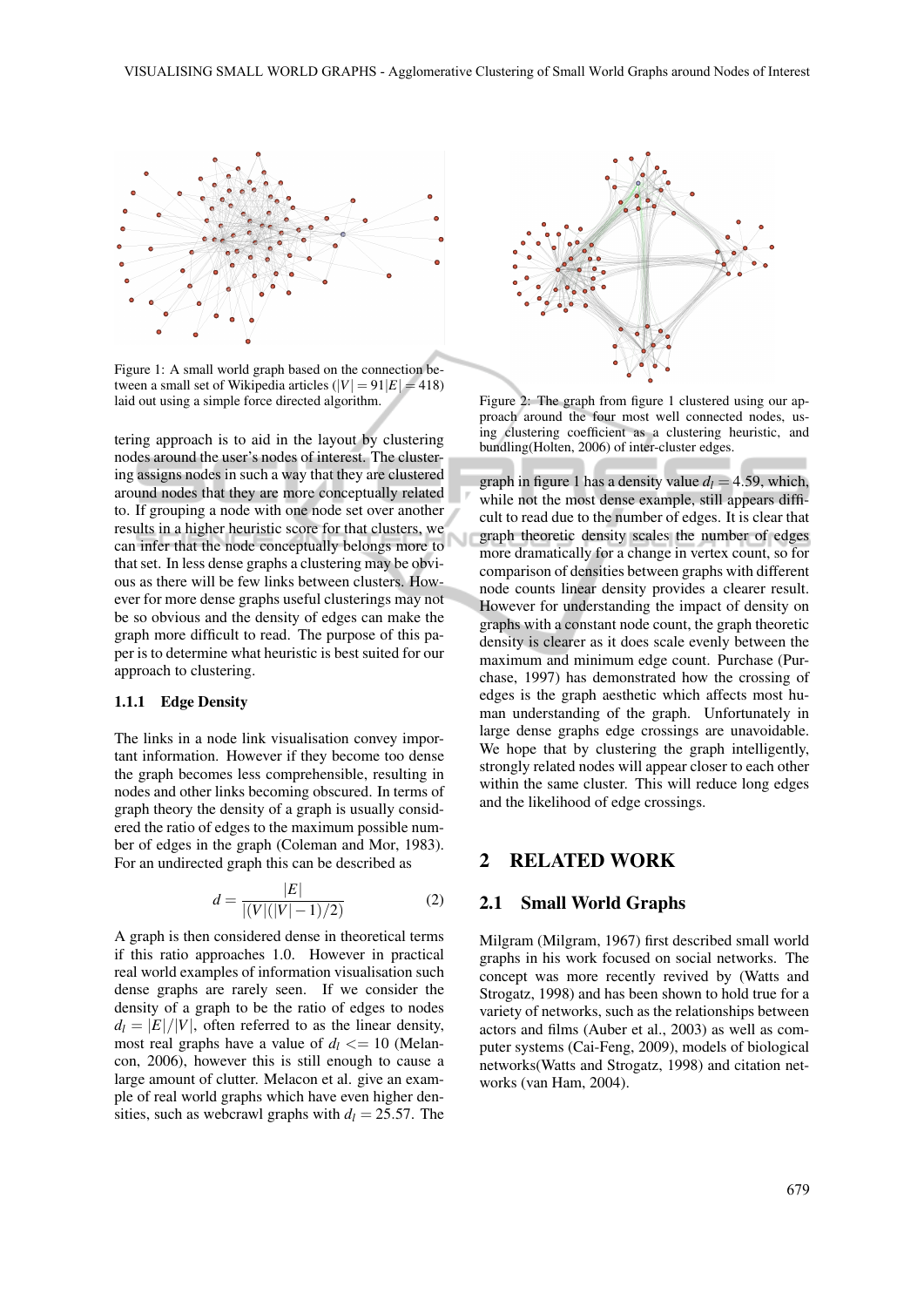Figure 1: A small world graph based on the connection between a small set of Wikipedia articles ($|V| = 91|E| = 418$) laid out using a simple force directed algorithm.

Figure 2: The graph from figure 1 clustered using our approach around the four most well connected nodes, using clustering coefficient as a clustering heuristic, and bundling(Holten, 2006) of inter-cluster edges.

tering approach is to aid in the layout by clustering nodes around the user's nodes of interest. The clustering assigns nodes in such a way that they are clustered around nodes that they are more conceptually related to. If grouping a node with one node set over another results in a higher heuristic score for that clusters, we can infer that the node conceptually belongs more to that set. In less dense graphs a clustering may be obvious as there will be few links between clusters. However for more dense graphs useful clusterings may not be so obvious and the density of edges can make the graph more difficult to read. The purpose of this paper is to determine what heuristic is best suited for our approach to clustering.

### 1.1.1 Edge Density

The links in a node link visualisation convey important information. However if they become too dense the graph becomes less comprehensible, resulting in nodes and other links becoming obscured. In terms of graph theory the density of a graph is usually considered the ratio of edges to the maximum possible number of edges in the graph (Coleman and Mor, 1983). For an undirected graph this can be described as

$$d = \frac{|E|}{|(V|(|V|-1)/2)} \tag{2}$$

A graph is then considered dense in theoretical terms if this ratio approaches 1.0. However in practical real world examples of information visualisation such dense graphs are rarely seen. If we consider the density of a graph to be the ratio of edges to nodes $d_l = |E|/|V|$, often referred to as the linear density, most real graphs have a value of $d_l <= 10$ (Melancon, 2006), however this is still enough to cause a large amount of clutter. Melacon et al. give an example of real world graphs which have even higher densities, such as webcrawl graphs with $d_l = 25.57$. The graph in figure 1 has a density value $d_l = 4.59$, which, while not the most dense example, still appears difficult to read due to the number of edges. It is clear that graph theoretic density scales the number of edges more dramatically for a change in vertex count, so for comparison of densities between graphs with different node counts linear density provides a clearer result. However for understanding the impact of density on graphs with a constant node count, the graph theoretic density is clearer as it does scale evenly between the maximum and minimum edge count. Purchase (Purchase, 1997) has demonstrated how the crossing of edges is the graph aesthetic which affects most human understanding of the graph. Unfortunately in large dense graphs edge crossings are unavoidable. We hope that by clustering the graph intelligently, strongly related nodes will appear closer to each other within the same cluster. This will reduce long edges and the likelihood of edge crossings.

# 2 RELATED WORK

## 2.1 Small World Graphs

Milgram (Milgram, 1967) first described small world graphs in his work focused on social networks. The concept was more recently revived by (Watts and Strogatz, 1998) and has been shown to hold true for a variety of networks, such as the relationships between actors and films (Auber et al., 2003) as well as computer systems (Cai-Feng, 2009), models of biological networks(Watts and Strogatz, 1998) and citation networks (van Ham, 2004).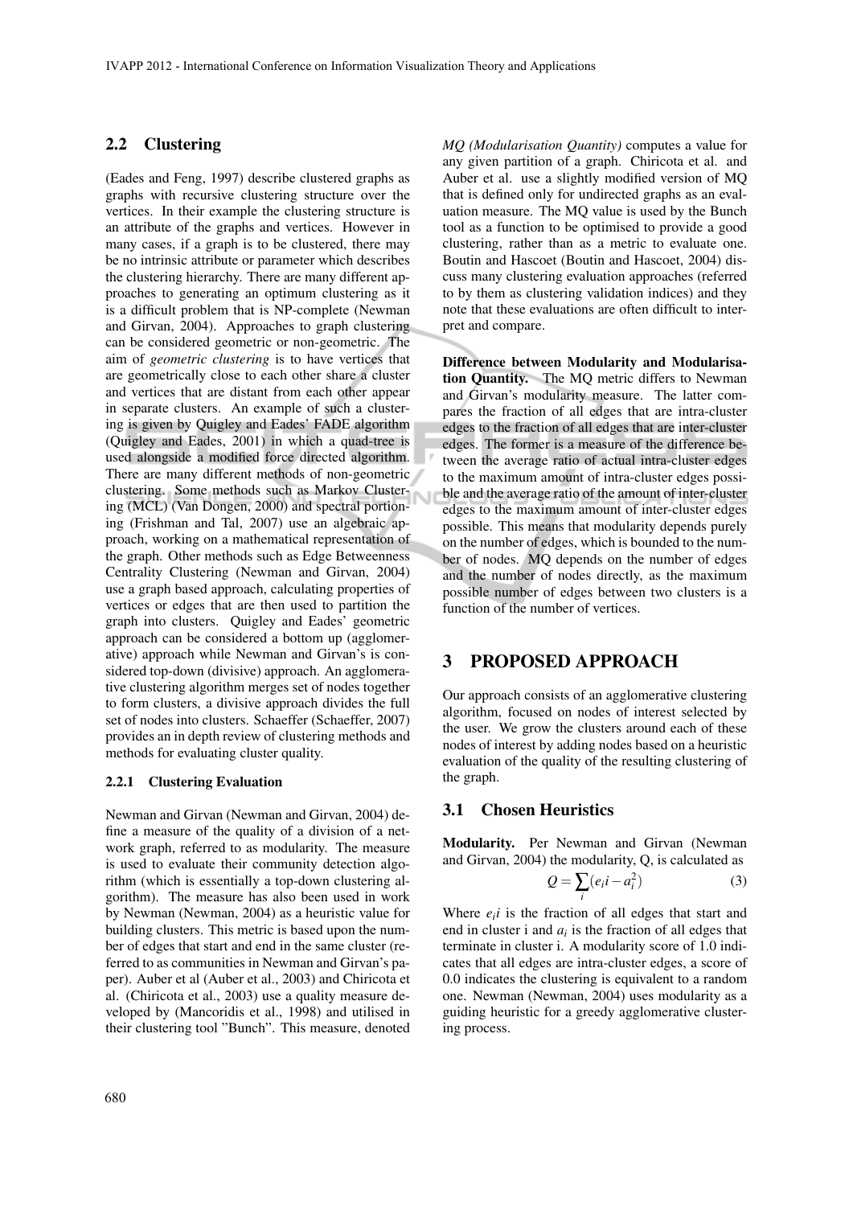## 2.2 Clustering

(Eades and Feng, 1997) describe clustered graphs as graphs with recursive clustering structure over the vertices. In their example the clustering structure is an attribute of the graphs and vertices. However in many cases, if a graph is to be clustered, there may be no intrinsic attribute or parameter which describes the clustering hierarchy. There are many different approaches to generating an optimum clustering as it is a difficult problem that is NP-complete (Newman and Girvan, 2004). Approaches to graph clustering can be considered geometric or non-geometric. The aim of *geometric clustering* is to have vertices that are geometrically close to each other share a cluster and vertices that are distant from each other appear in separate clusters. An example of such a clustering is given by Quigley and Eades' FADE algorithm (Quigley and Eades, 2001) in which a quad-tree is used alongside a modified force directed algorithm. There are many different methods of non-geometric clustering. Some methods such as Markov Clustering (MCL) (Van Dongen, 2000) and spectral portioning (Frishman and Tal, 2007) use an algebraic approach, working on a mathematical representation of the graph. Other methods such as Edge Betweenness Centrality Clustering (Newman and Girvan, 2004) use a graph based approach, calculating properties of vertices or edges that are then used to partition the graph into clusters. Quigley and Eades' geometric approach can be considered a bottom up (agglomerative) approach while Newman and Girvan's is considered top-down (divisive) approach. An agglomerative clustering algorithm merges set of nodes together to form clusters, a divisive approach divides the full set of nodes into clusters. Schaeffer (Schaeffer, 2007) provides an in depth review of clustering methods and methods for evaluating cluster quality.

### 2.2.1 Clustering Evaluation

Newman and Girvan (Newman and Girvan, 2004) define a measure of the quality of a division of a network graph, referred to as modularity. The measure is used to evaluate their community detection algorithm (which is essentially a top-down clustering algorithm). The measure has also been used in work by Newman (Newman, 2004) as a heuristic value for building clusters. This metric is based upon the number of edges that start and end in the same cluster (referred to as communities in Newman and Girvan's paper). Auber et al (Auber et al., 2003) and Chiricota et al. (Chiricota et al., 2003) use a quality measure developed by (Mancoridis et al., 1998) and utilised in their clustering tool "Bunch". This measure, denoted *MQ (Modularisation Quantity)* computes a value for any given partition of a graph. Chiricota et al. and Auber et al. use a slightly modified version of MQ that is defined only for undirected graphs as an evaluation measure. The MQ value is used by the Bunch tool as a function to be optimised to provide a good clustering, rather than as a metric to evaluate one. Boutin and Hascoet (Boutin and Hascoet, 2004) discuss many clustering evaluation approaches (referred to by them as clustering validation indices) and they note that these evaluations are often difficult to interpret and compare.

**Difference between Modularity and Modularisation Quantity.** The MQ metric differs to Newman and Girvan's modularity measure. The latter compares the fraction of all edges that are intra-cluster edges to the fraction of all edges that are inter-cluster edges. The former is a measure of the difference between the average ratio of actual intra-cluster edges to the maximum amount of intra-cluster edges possible and the average ratio of the amount of inter-cluster edges to the maximum amount of inter-cluster edges possible. This means that modularity depends purely on the number of edges, which is bounded to the number of nodes. MQ depends on the number of edges and the number of nodes directly, as the maximum possible number of edges between two clusters is a function of the number of vertices.

# 3 PROPOSED APPROACH

Our approach consists of an agglomerative clustering algorithm, focused on nodes of interest selected by the user. We grow the clusters around each of these nodes of interest by adding nodes based on a heuristic evaluation of the quality of the resulting clustering of the graph.

## 3.1 Chosen Heuristics

**Modularity.** Per Newman and Girvan (Newman and Girvan, 2004) the modularity, Q, is calculated as

$$Q = \sum_{i}(e_i i - a_i^2) \tag{3}$$

Where $e_i i$ is the fraction of all edges that start and end in cluster i and $a_i$ is the fraction of all edges that terminate in cluster i. A modularity score of 1.0 indicates that all edges are intra-cluster edges, a score of 0.0 indicates the clustering is equivalent to a random one. Newman (Newman, 2004) uses modularity as a guiding heuristic for a greedy agglomerative clustering process.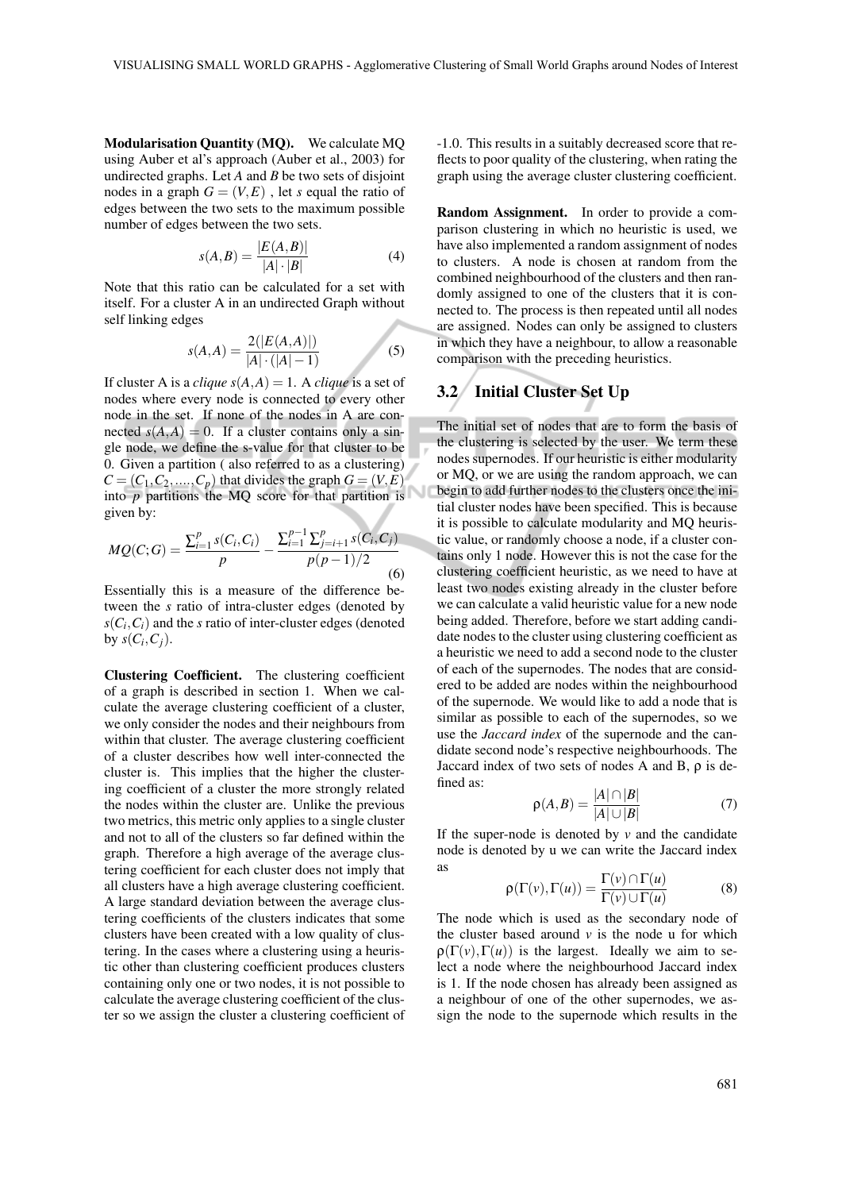**Modularisation Quantity (MQ).** We calculate MQ using Auber et al's approach (Auber et al., 2003) for undirected graphs. Let $A$ and $B$ be two sets of disjoint nodes in a graph $G = (V, E)$ , let $s$ equal the ratio of edges between the two sets to the maximum possible number of edges between the two sets.

$$s(A,B) = \frac{|E(A,B)|}{|A| \cdot |B|} \tag{4}$$

Note that this ratio can be calculated for a set with itself. For a cluster A in an undirected Graph without self linking edges

$$s(A,A) = \frac{2(|E(A,A)|)}{|A| \cdot (|A|-1)} \tag{5}$$

If cluster A is a *clique* $s(A,A) = 1$. A *clique* is a set of nodes where every node is connected to every other node in the set. If none of the nodes in A are connected $s(A,A) = 0$. If a cluster contains only a single node, we define the s-value for that cluster to be 0. Given a partition ( also referred to as a clustering) $C = (C_1, C_2, ...., C_p)$ that divides the graph $G = (V, E)$ into $p$ partitions the MQ score for that partition is given by:

$$MQ(C;G) = \frac{\sum_{i=1}^{p} s(C_i, C_i)}{p} - \frac{\sum_{i=1}^{p-1} \sum_{j=i+1}^{p} s(C_i, C_j)}{p(p-1)/2} \tag{6}$$

Essentially this is a measure of the difference between the $s$ ratio of intra-cluster edges (denoted by $s(C_i, C_i)$ and the $s$ ratio of inter-cluster edges (denoted by $s(C_i, C_j)$.

**Clustering Coefficient.** The clustering coefficient of a graph is described in section 1. When we calculate the average clustering coefficient of a cluster, we only consider the nodes and their neighbours from within that cluster. The average clustering coefficient of a cluster describes how well inter-connected the cluster is. This implies that the higher the clustering coefficient of a cluster the more strongly related the nodes within the cluster are. Unlike the previous two metrics, this metric only applies to a single cluster and not to all of the clusters so far defined within the graph. Therefore a high average of the average clustering coefficient for each cluster does not imply that all clusters have a high average clustering coefficient. A large standard deviation between the average clustering coefficients of the clusters indicates that some clusters have been created with a low quality of clustering. In the cases where a clustering using a heuristic other than clustering coefficient produces clusters containing only one or two nodes, it is not possible to calculate the average clustering coefficient of the cluster so we assign the cluster a clustering coefficient of -1.0. This results in a suitably decreased score that reflects to poor quality of the clustering, when rating the graph using the average cluster clustering coefficient.

**Random Assignment.** In order to provide a comparison clustering in which no heuristic is used, we have also implemented a random assignment of nodes to clusters. A node is chosen at random from the combined neighbourhood of the clusters and then randomly assigned to one of the clusters that it is connected to. The process is then repeated until all nodes are assigned. Nodes can only be assigned to clusters in which they have a neighbour, to allow a reasonable comparison with the preceding heuristics.

### 3.2 Initial Cluster Set Up

The initial set of nodes that are to form the basis of the clustering is selected by the user. We term these nodes supernodes. If our heuristic is either modularity or MQ, or we are using the random approach, we can begin to add further nodes to the clusters once the initial cluster nodes have been specified. This is because it is possible to calculate modularity and MQ heuristic value, or randomly choose a node, if a cluster contains only 1 node. However this is not the case for the clustering coefficient heuristic, as we need to have at least two nodes existing already in the cluster before we can calculate a valid heuristic value for a new node being added. Therefore, before we start adding candidate nodes to the cluster using clustering coefficient as a heuristic we need to add a second node to the cluster of each of the supernodes. The nodes that are considered to be added are nodes within the neighbourhood of the supernode. We would like to add a node that is similar as possible to each of the supernodes, so we use the *Jaccard index* of the supernode and the candidate second node's respective neighbourhoods. The Jaccard index of two sets of nodes A and B, $\rho$ is defined as:

$$\rho(A,B) = \frac{|A| \cap |B|}{|A| \cup |B|} \tag{7}$$

If the super-node is denoted by $v$ and the candidate node is denoted by u we can write the Jaccard index as

$$\rho(\Gamma(v), \Gamma(u)) = \frac{\Gamma(v) \cap \Gamma(u)}{\Gamma(v) \cup \Gamma(u)} \tag{8}$$

The node which is used as the secondary node of the cluster based around $v$ is the node u for which $\rho(\Gamma(v), \Gamma(u))$ is the largest. Ideally we aim to select a node where the neighbourhood Jaccard index is 1. If the node chosen has already been assigned as a neighbour of one of the other supernodes, we assign the node to the supernode which results in the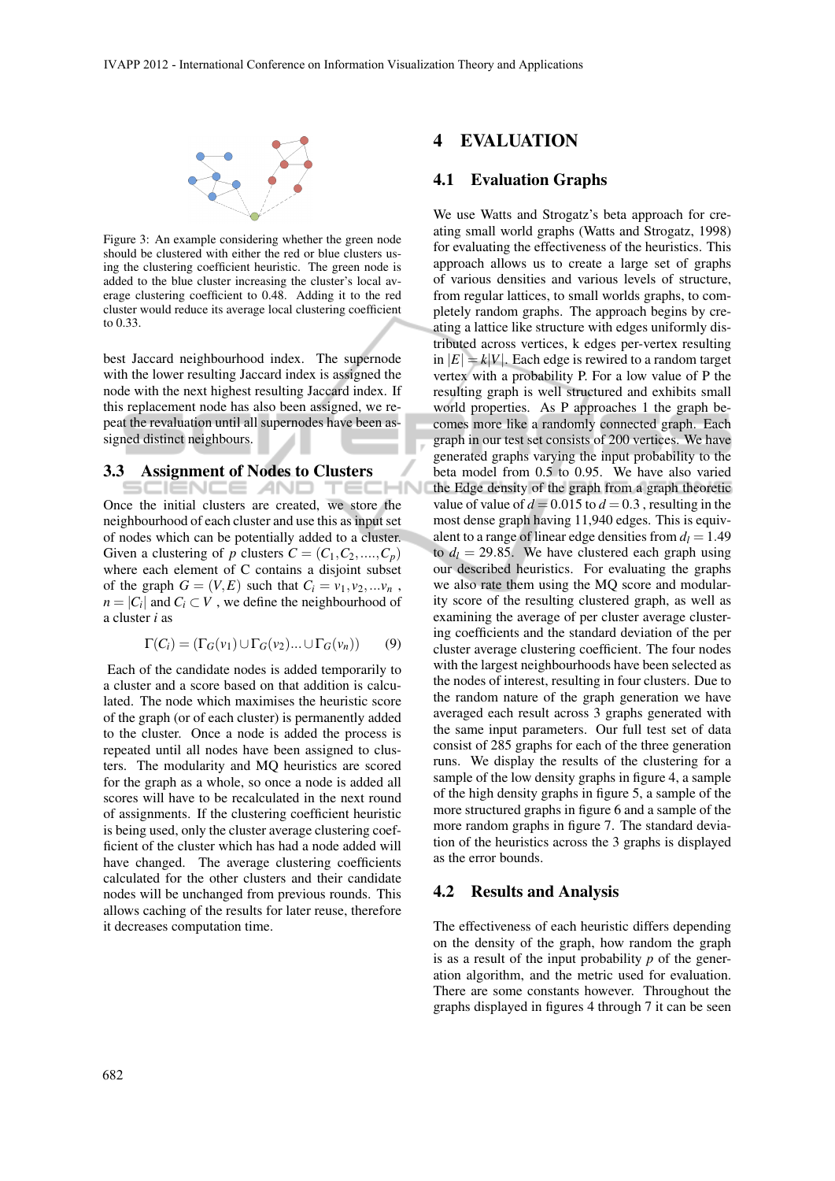Figure 3: An example considering whether the green node should be clustered with either the red or blue clusters using the clustering coefficient heuristic. The green node is added to the blue cluster increasing the cluster's local average clustering coefficient to 0.48. Adding it to the red cluster would reduce its average local clustering coefficient to 0.33.

best Jaccard neighbourhood index. The supernode with the lower resulting Jaccard index is assigned the node with the next highest resulting Jaccard index. If this replacement node has also been assigned, we repeat the revaluation until all supernodes have been assigned distinct neighbours.

### 3.3 Assignment of Nodes to Clusters

Once the initial clusters are created, we store the neighbourhood of each cluster and use this as input set of nodes which can be potentially added to a cluster. Given a clustering of $p$ clusters $C = (C_1, C_2, ....., C_p)$ where each element of C contains a disjoint subset of the graph $G = (V, E)$ such that $C_i = v_1, v_2, ...v_n$ , $n = |C_i|$ and $C_i \subset V$ , we define the neighbourhood of a cluster $i$ as

$$\Gamma(C_i) = (\Gamma_G(v_1) \cup \Gamma_G(v_2) ... \cup \Gamma_G(v_n)) \qquad (9)$$

Each of the candidate nodes is added temporarily to a cluster and a score based on that addition is calculated. The node which maximises the heuristic score of the graph (or of each cluster) is permanently added to the cluster. Once a node is added the process is repeated until all nodes have been assigned to clusters. The modularity and MQ heuristics are scored for the graph as a whole, so once a node is added all scores will have to be recalculated in the next round of assignments. If the clustering coefficient heuristic is being used, only the cluster average clustering coefficient of the cluster which has had a node added will have changed. The average clustering coefficients calculated for the other clusters and their candidate nodes will be unchanged from previous rounds. This allows caching of the results for later reuse, therefore it decreases computation time.

## 4 EVALUATION

### 4.1 Evaluation Graphs

We use Watts and Strogatz's beta approach for creating small world graphs (Watts and Strogatz, 1998) for evaluating the effectiveness of the heuristics. This approach allows us to create a large set of graphs of various densities and various levels of structure, from regular lattices, to small worlds graphs, to completely random graphs. The approach begins by creating a lattice like structure with edges uniformly distributed across vertices, k edges per-vertex resulting in $|E| = k|V|$. Each edge is rewired to a random target vertex with a probability P. For a low value of P the resulting graph is well structured and exhibits small world properties. As P approaches 1 the graph becomes more like a randomly connected graph. Each graph in our test set consists of 200 vertices. We have generated graphs varying the input probability to the beta model from 0.5 to 0.95. We have also varied the Edge density of the graph from a graph theoretic value of value of $d = 0.015$ to $d = 0.3$ , resulting in the most dense graph having 11,940 edges. This is equivalent to a range of linear edge densities from $d_l = 1.49$ to $d_l = 29.85$. We have clustered each graph using our described heuristics. For evaluating the graphs we also rate them using the MQ score and modularity score of the resulting clustered graph, as well as examining the average of per cluster average clustering coefficients and the standard deviation of the per cluster average clustering coefficient. The four nodes with the largest neighbourhoods have been selected as the nodes of interest, resulting in four clusters. Due to the random nature of the graph generation we have averaged each result across 3 graphs generated with the same input parameters. Our full test set of data consist of 285 graphs for each of the three generation runs. We display the results of the clustering for a sample of the low density graphs in figure 4, a sample of the high density graphs in figure 5, a sample of the more structured graphs in figure 6 and a sample of the more random graphs in figure 7. The standard deviation of the heuristics across the 3 graphs is displayed as the error bounds.

### 4.2 Results and Analysis

The effectiveness of each heuristic differs depending on the density of the graph, how random the graph is as a result of the input probability $p$ of the generation algorithm, and the metric used for evaluation. There are some constants however. Throughout the graphs displayed in figures 4 through 7 it can be seen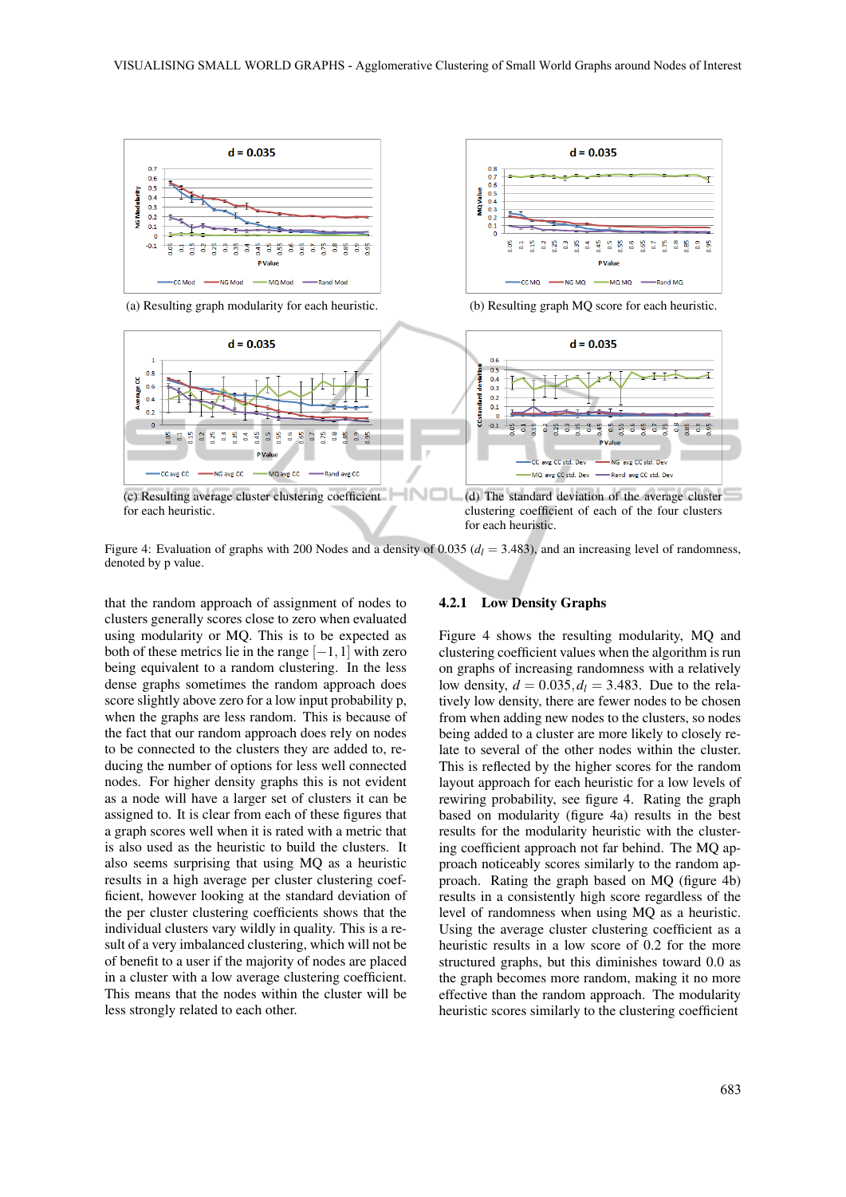(a) Resulting graph modularity for each heuristic.

(b) Resulting graph MQ score for each heuristic.

(c) Resulting average cluster clustering coefficient for each heuristic.

(d) The standard deviation of the average cluster clustering coefficient of each of the four clusters for each heuristic.

Figure 4: Evaluation of graphs with 200 Nodes and a density of 0.035 ($d_l = 3.483$), and an increasing level of randomness, denoted by p value.

that the random approach of assignment of nodes to clusters generally scores close to zero when evaluated using modularity or MQ. This is to be expected as both of these metrics lie in the range $[-1, 1]$ with zero being equivalent to a random clustering. In the less dense graphs sometimes the random approach does score slightly above zero for a low input probability p, when the graphs are less random. This is because of the fact that our random approach does rely on nodes to be connected to the clusters they are added to, reducing the number of options for less well connected nodes. For higher density graphs this is not evident as a node will have a larger set of clusters it can be assigned to. It is clear from each of these figures that a graph scores well when it is rated with a metric that is also used as the heuristic to build the clusters. It also seems surprising that using MQ as a heuristic results in a high average per cluster clustering coefficient, however looking at the standard deviation of the per cluster clustering coefficients shows that the individual clusters vary wildly in quality. This is a result of a very imbalanced clustering, which will not be of benefit to a user if the majority of nodes are placed in a cluster with a low average clustering coefficient. This means that the nodes within the cluster will be less strongly related to each other.

### 4.2.1 Low Density Graphs

Figure 4 shows the resulting modularity, MQ and clustering coefficient values when the algorithm is run on graphs of increasing randomness with a relatively low density, $d = 0.035, d_l = 3.483$. Due to the relatively low density, there are fewer nodes to be chosen from when adding new nodes to the clusters, so nodes being added to a cluster are more likely to closely relate to several of the other nodes within the cluster. This is reflected by the higher scores for the random layout approach for each heuristic for a low levels of rewiring probability, see figure 4. Rating the graph based on modularity (figure 4a) results in the best results for the modularity heuristic with the clustering coefficient approach not far behind. The MQ approach noticeably scores similarly to the random approach. Rating the graph based on MQ (figure 4b) results in a consistently high score regardless of the level of randomness when using MQ as a heuristic. Using the average cluster clustering coefficient as a heuristic results in a low score of 0.2 for the more structured graphs, but this diminishes toward 0.0 as the graph becomes more random, making it no more effective than the random approach. The modularity heuristic scores similarly to the clustering coefficient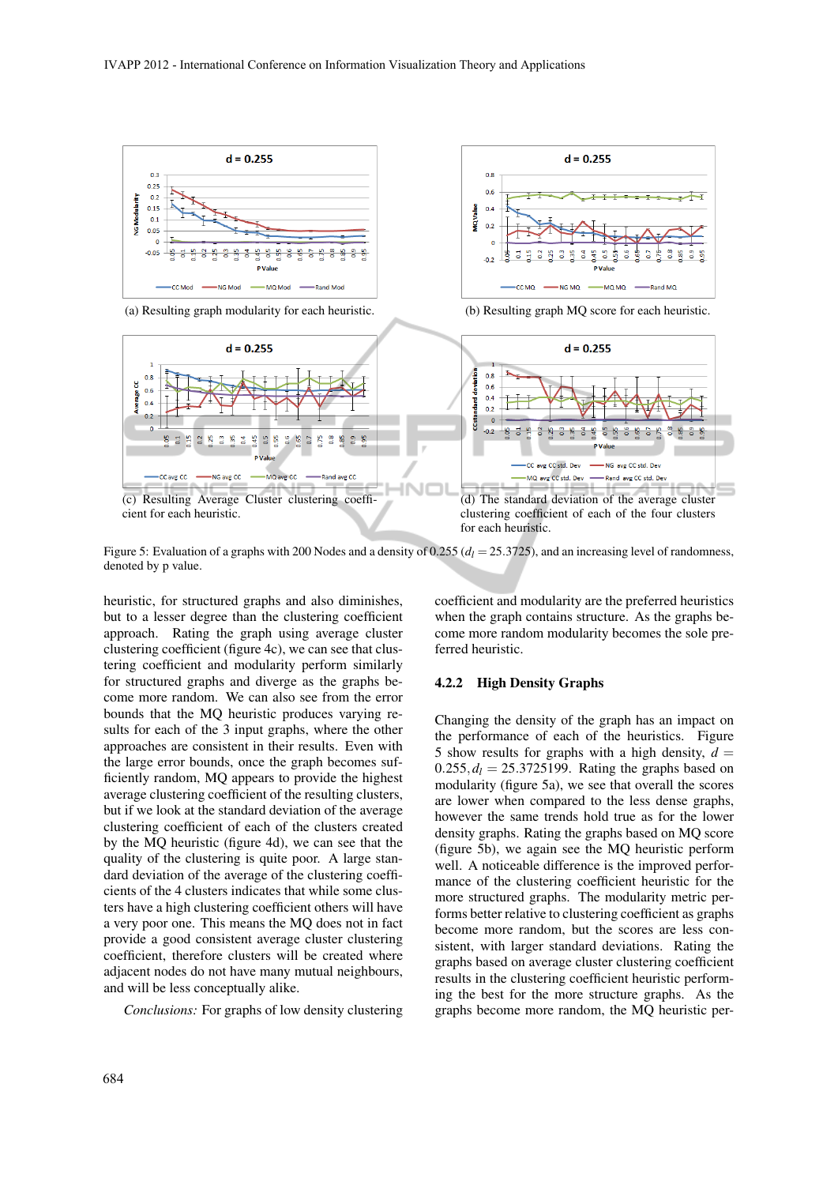(a) Resulting graph modularity for each heuristic.

(b) Resulting graph MQ score for each heuristic.

(c) Resulting Average Cluster clustering coefficient for each heuristic.

(d) The standard deviation of the average cluster clustering coefficient of each of the four clusters for each heuristic.

Figure 5: Evaluation of a graphs with 200 Nodes and a density of 0.255 ($d_l = 25.3725$), and an increasing level of randomness, denoted by p value.

heuristic, for structured graphs and also diminishes, but to a lesser degree than the clustering coefficient approach. Rating the graph using average cluster clustering coefficient (figure 4c), we can see that clustering coefficient and modularity perform similarly for structured graphs and diverge as the graphs become more random. We can also see from the error bounds that the MQ heuristic produces varying results for each of the 3 input graphs, where the other approaches are consistent in their results. Even with the large error bounds, once the graph becomes sufficiently random, MQ appears to provide the highest average clustering coefficient of the resulting clusters, but if we look at the standard deviation of the average clustering coefficient of each of the clusters created by the MQ heuristic (figure 4d), we can see that the quality of the clustering is quite poor. A large standard deviation of the average of the clustering coefficients of the 4 clusters indicates that while some clusters have a high clustering coefficient others will have a very poor one. This means the MQ does not in fact provide a good consistent average cluster clustering coefficient, therefore clusters will be created where adjacent nodes do not have many mutual neighbours, and will be less conceptually alike.

*Conclusions:* For graphs of low density clustering coefficient and modularity are the preferred heuristics when the graph contains structure. As the graphs become more random modularity becomes the sole preferred heuristic.

### 4.2.2 High Density Graphs

Changing the density of the graph has an impact on the performance of each of the heuristics. Figure 5 show results for graphs with a high density, $d = 0.255, d_l = 25.3725199$. Rating the graphs based on modularity (figure 5a), we see that overall the scores are lower when compared to the less dense graphs, however the same trends hold true as for the lower density graphs. Rating the graphs based on MQ score (figure 5b), we again see the MQ heuristic perform well. A noticeable difference is the improved performance of the clustering coefficient heuristic for the more structured graphs. The modularity metric performs better relative to clustering coefficient as graphs become more random, but the scores are less consistent, with larger standard deviations. Rating the graphs based on average cluster clustering coefficient results in the clustering coefficient heuristic performing the best for the more structure graphs. As the graphs become more random, the MQ heuristic per-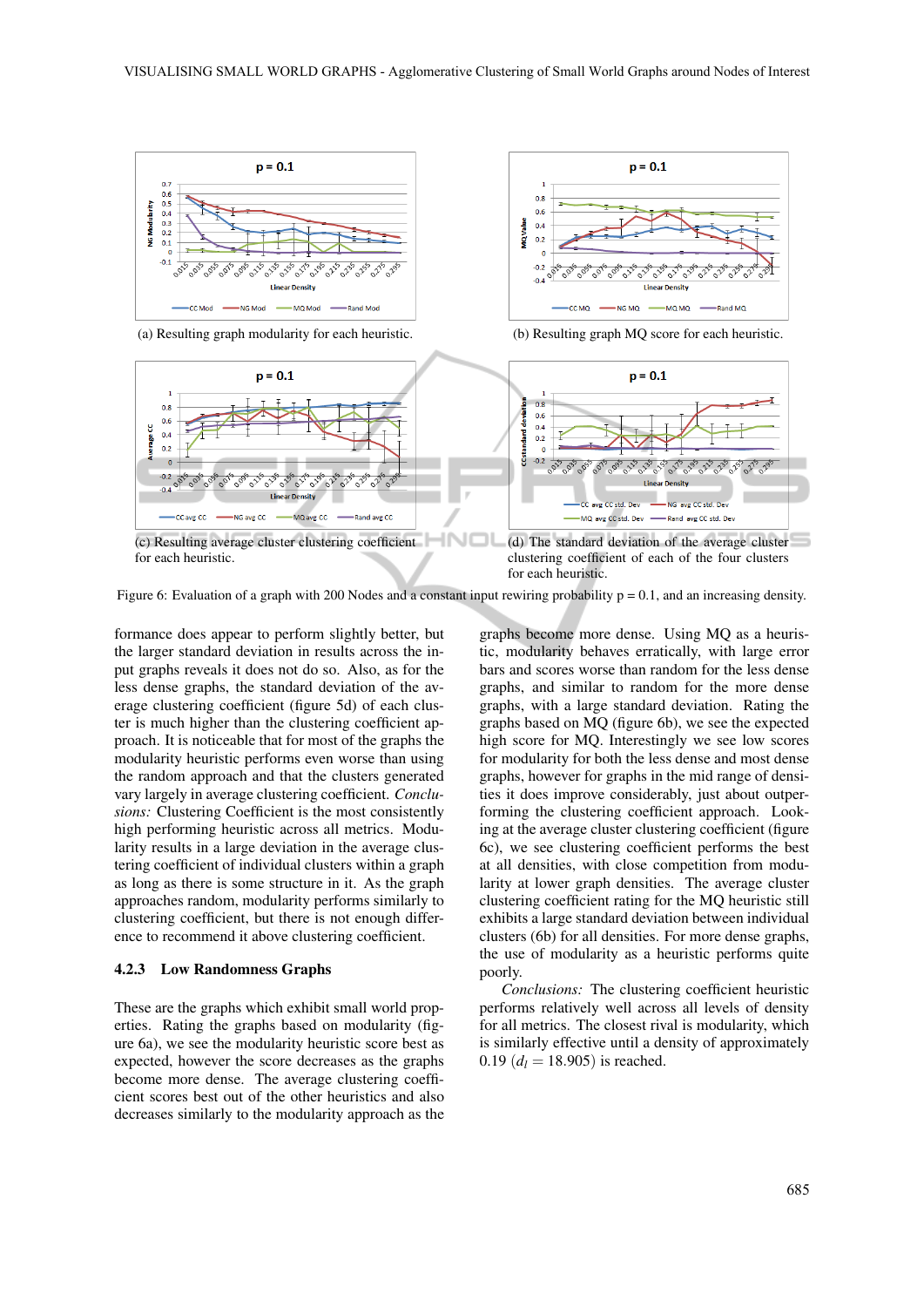(a) Resulting graph modularity for each heuristic.

(b) Resulting graph MQ score for each heuristic.

(c) Resulting average cluster clustering coefficient for each heuristic.

(d) The standard deviation of the average cluster clustering coefficient of each of the four clusters for each heuristic.

Figure 6: Evaluation of a graph with 200 Nodes and a constant input rewiring probability p = 0.1, and an increasing density.

formance does appear to perform slightly better, but the larger standard deviation in results across the input graphs reveals it does not do so. Also, as for the less dense graphs, the standard deviation of the average clustering coefficient (figure 5d) of each cluster is much higher than the clustering coefficient approach. It is noticeable that for most of the graphs the modularity heuristic performs even worse than using the random approach and that the clusters generated vary largely in average clustering coefficient. *Conclusions:* Clustering Coefficient is the most consistently high performing heuristic across all metrics. Modularity results in a large deviation in the average clustering coefficient of individual clusters within a graph as long as there is some structure in it. As the graph approaches random, modularity performs similarly to clustering coefficient, but there is not enough difference to recommend it above clustering coefficient.

### 4.2.3 Low Randomness Graphs

These are the graphs which exhibit small world properties. Rating the graphs based on modularity (figure 6a), we see the modularity heuristic score best as expected, however the score decreases as the graphs become more dense. The average clustering coefficient scores best out of the other heuristics and also decreases similarly to the modularity approach as the graphs become more dense. Using MQ as a heuristic, modularity behaves erratically, with large error bars and scores worse than random for the less dense graphs, and similar to random for the more dense graphs, with a large standard deviation. Rating the graphs based on MQ (figure 6b), we see the expected high score for MQ. Interestingly we see low scores for modularity for both the less dense and most dense graphs, however for graphs in the mid range of densities it does improve considerably, just about outperforming the clustering coefficient approach. Looking at the average cluster clustering coefficient (figure 6c), we see clustering coefficient performs the best at all densities, with close competition from modularity at lower graph densities. The average cluster clustering coefficient rating for the MQ heuristic still exhibits a large standard deviation between individual clusters (6b) for all densities. For more dense graphs, the use of modularity as a heuristic performs quite poorly.

*Conclusions:* The clustering coefficient heuristic performs relatively well across all levels of density for all metrics. The closest rival is modularity, which is similarly effective until a density of approximately 0.19 ($d_l = 18.905$) is reached.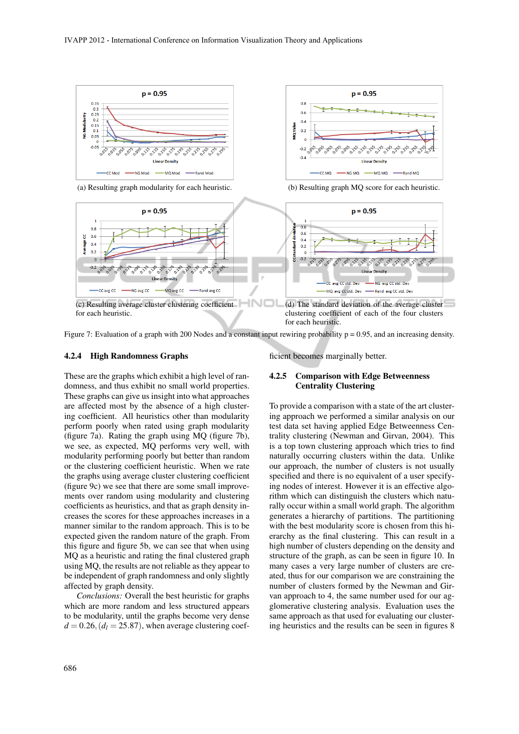(a) Resulting graph modularity for each heuristic.

(b) Resulting graph MQ score for each heuristic.

(c) Resulting average cluster clustering coefficient for each heuristic.

(d) The standard deviation of the average cluster clustering coefficient of each of the four clusters for each heuristic.

Figure 7: Evaluation of a graph with 200 Nodes and a constant input rewiring probability p = 0.95, and an increasing density.

#### 4.2.4 High Randomness Graphs

These are the graphs which exhibit a high level of randomness, and thus exhibit no small world properties. These graphs can give us insight into what approaches are affected most by the absence of a high clustering coefficient. All heuristics other than modularity perform poorly when rated using graph modularity (figure 7a). Rating the graph using MQ (figure 7b), we see, as expected, MQ performs very well, with modularity performing poorly but better than random or the clustering coefficient heuristic. When we rate the graphs using average cluster clustering coefficient (figure 9c) we see that there are some small improvements over random using modularity and clustering coefficients as heuristics, and that as graph density increases the scores for these approaches increases in a manner similar to the random approach. This is to be expected given the random nature of the graph. From this figure and figure 5b, we can see that when using MQ as a heuristic and rating the final clustered graph using MQ, the results are not reliable as they appear to be independent of graph randomness and only slightly affected by graph density.

*Conclusions:* Overall the best heuristic for graphs which are more random and less structured appears to be modularity, until the graphs become very dense $d = 0.26, (d_l = 25.87)$, when average clustering coefficient becomes marginally better.

#### 4.2.5 Comparison with Edge Betweenness Centrality Clustering

To provide a comparison with a state of the art clustering approach we performed a similar analysis on our test data set having applied Edge Betweenness Centrality clustering (Newman and Girvan, 2004). This is a top town clustering approach which tries to find naturally occurring clusters within the data. Unlike our approach, the number of clusters is not usually specified and there is no equivalent of a user specifying nodes of interest. However it is an effective algorithm which can distinguish the clusters which naturally occur within a small world graph. The algorithm generates a hierarchy of partitions. The partitioning with the best modularity score is chosen from this hierarchy as the final clustering. This can result in a high number of clusters depending on the density and structure of the graph, as can be seen in figure 10. In many cases a very large number of clusters are created, thus for our comparison we are constraining the number of clusters formed by the Newman and Girvan approach to 4, the same number used for our agglomerative clustering analysis. Evaluation uses the same approach as that used for evaluating our clustering heuristics and the results can be seen in figures 8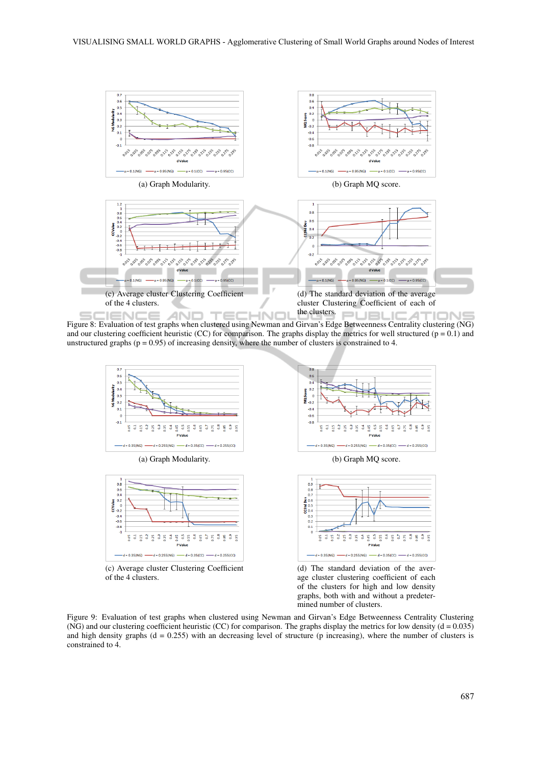(a) Graph Modularity.

(b) Graph MQ score.

(c) Average cluster Clustering Coefficient of the 4 clusters.

(d) The standard deviation of the average cluster Clustering Coefficient of each of the clusters.

Figure 8: Evaluation of test graphs when clustered using Newman and Girvan's Edge Betweeenness Centrality clustering (NG) and our clustering coefficient heuristic (CC) for comparison. The graphs display the metrics for well structured (p = 0.1) and unstructured graphs (p = 0.95) of increasing density, where the number of clusters is constrained to 4.

(a) Graph Modularity.

(b) Graph MQ score.

(c) Average cluster Clustering Coefficient of the 4 clusters.

(d) The standard deviation of the average cluster clustering coefficient of each of the clusters for high and low density graphs, both with and without a predetermined number of clusters.

Figure 9: Evaluation of test graphs when clustered using Newman and Girvan's Edge Betweenness Centrality Clustering (NG) and our clustering coefficient heuristic (CC) for comparison. The graphs display the metrics for low density (d = 0.035) and high density graphs (d = 0.255) with an decreasing level of structure (p increasing), where the number of clusters is constrained to 4.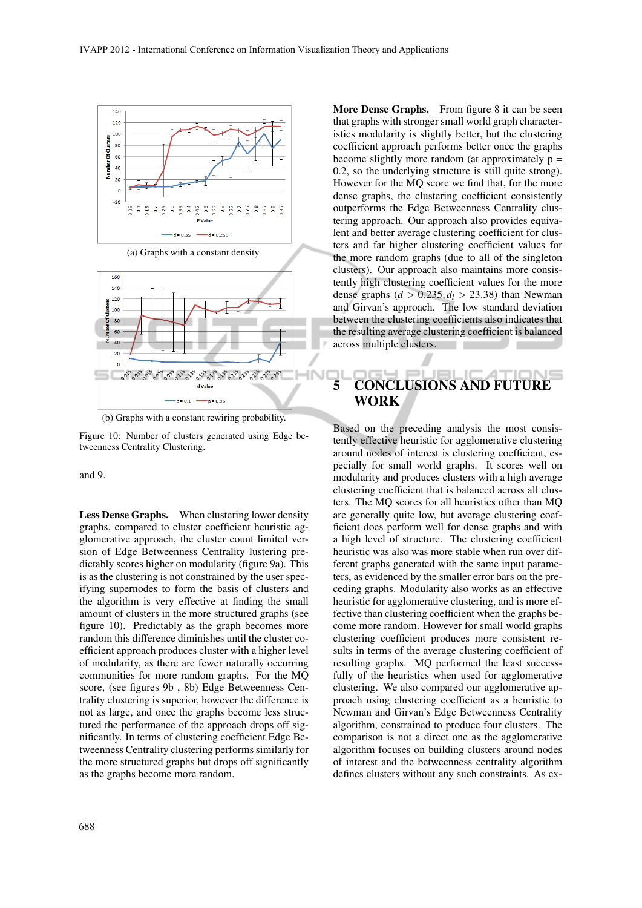(a) Graphs with a constant density.

(b) Graphs with a constant rewiring probability.

Figure 10: Number of clusters generated using Edge betweenness Centrality Clustering.

and 9.

**Less Dense Graphs.** When clustering lower density graphs, compared to cluster coefficient heuristic agglomerative approach, the cluster count limited version of Edge Betweenness Centrality lustering predictably scores higher on modularity (figure 9a). This is as the clustering is not constrained by the user specifying supernodes to form the basis of clusters and the algorithm is very effective at finding the small amount of clusters in the more structured graphs (see figure 10). Predictably as the graph becomes more random this difference diminishes until the cluster coefficient approach produces cluster with a higher level of modularity, as there are fewer naturally occurring communities for more random graphs. For the MQ score, (see figures 9b , 8b) Edge Betweenness Centrality clustering is superior, however the difference is not as large, and once the graphs become less structured the performance of the approach drops off significantly. In terms of clustering coefficient Edge Betweenness Centrality clustering performs similarly for the more structured graphs but drops off significantly as the graphs become more random.

**More Dense Graphs.** From figure 8 it can be seen that graphs with stronger small world graph characteristics modularity is slightly better, but the clustering coefficient approach performs better once the graphs become slightly more random (at approximately p = 0.2, so the underlying structure is still quite strong). However for the MQ score we find that, for the more dense graphs, the clustering coefficient consistently outperforms the Edge Betweenness Centrality clustering approach. Our approach also provides equivalent and better average clustering coefficient for clusters and far higher clustering coefficient values for the more random graphs (due to all of the singleton clusters). Our approach also maintains more consistently high clustering coefficient values for the more dense graphs ($d > 0.235, d_l > 23.38$) than Newman and Girvan's approach. The low standard deviation between the clustering coefficients also indicates that the resulting average clustering coefficient is balanced across multiple clusters.

## 5 CONCLUSIONS AND FUTURE WORK

Based on the preceding analysis the most consistently effective heuristic for agglomerative clustering around nodes of interest is clustering coefficient, especially for small world graphs. It scores well on modularity and produces clusters with a high average clustering coefficient that is balanced across all clusters. The MQ scores for all heuristics other than MQ are generally quite low, but average clustering coefficient does perform well for dense graphs and with a high level of structure. The clustering coefficient heuristic was also was more stable when run over different graphs generated with the same input parameters, as evidenced by the smaller error bars on the preceding graphs. Modularity also works as an effective heuristic for agglomerative clustering, and is more effective than clustering coefficient when the graphs become more random. However for small world graphs clustering coefficient produces more consistent results in terms of the average clustering coefficient of resulting graphs. MQ performed the least successfully of the heuristics when used for agglomerative clustering. We also compared our agglomerative approach using clustering coefficient as a heuristic to Newman and Girvan's Edge Betweenness Centrality algorithm, constrained to produce four clusters. The comparison is not a direct one as the agglomerative algorithm focuses on building clusters around nodes of interest and the betweenness centrality algorithm defines clusters without any such constraints. As ex-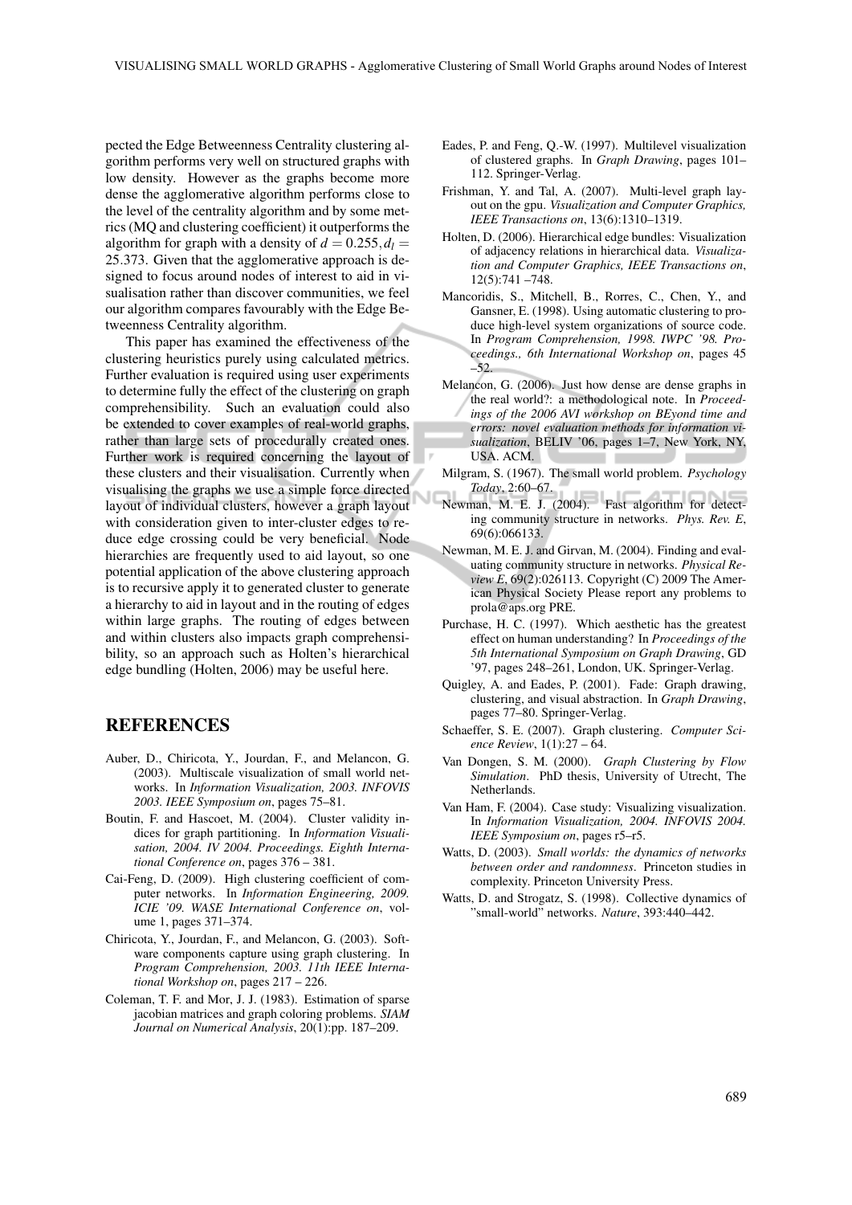pected the Edge Betweenness Centrality clustering algorithm performs very well on structured graphs with low density. However as the graphs become more dense the agglomerative algorithm performs close to the level of the centrality algorithm and by some metrics (MQ and clustering coefficient) it outperforms the algorithm for graph with a density of $d = 0.255, d_l = 25.373$. Given that the agglomerative approach is designed to focus around nodes of interest to aid in visualisation rather than discover communities, we feel our algorithm compares favourably with the Edge Betweenness Centrality algorithm.

This paper has examined the effectiveness of the clustering heuristics purely using calculated metrics. Further evaluation is required using user experiments to determine fully the effect of the clustering on graph comprehensibility. Such an evaluation could also be extended to cover examples of real-world graphs, rather than large sets of procedurally created ones. Further work is required concerning the layout of these clusters and their visualisation. Currently when visualising the graphs we use a simple force directed layout of individual clusters, however a graph layout with consideration given to inter-cluster edges to reduce edge crossing could be very beneficial. Node hierarchies are frequently used to aid layout, so one potential application of the above clustering approach is to recursive apply it to generated cluster to generate a hierarchy to aid in layout and in the routing of edges within large graphs. The routing of edges between and within clusters also impacts graph comprehensibility, so an approach such as Holten's hierarchical edge bundling (Holten, 2006) may be useful here.

## REFERENCES

Auber, D., Chiricota, Y., Jourdan, F., and Melancon, G. (2003). Multiscale visualization of small world networks. In *Information Visualization, 2003. INFOVIS 2003. IEEE Symposium on*, pages 75–81.

Boutin, F. and Hascoet, M. (2004). Cluster validity indices for graph partitioning. In *Information Visualisation, 2004. IV 2004. Proceedings. Eighth International Conference on*, pages 376 – 381.

Cai-Feng, D. (2009). High clustering coefficient of computer networks. In *Information Engineering, 2009. ICIE '09. WASE International Conference on*, volume 1, pages 371–374.

Chiricota, Y., Jourdan, F., and Melancon, G. (2003). Software components capture using graph clustering. In *Program Comprehension, 2003. 11th IEEE International Workshop on*, pages 217 – 226.

Coleman, T. F. and Mor, J. J. (1983). Estimation of sparse jacobian matrices and graph coloring problems. *SIAM Journal on Numerical Analysis*, 20(1):pp. 187–209.

Eades, P. and Feng, Q.-W. (1997). Multilevel visualization of clustered graphs. In *Graph Drawing*, pages 101–112. Springer-Verlag.

Frishman, Y. and Tal, A. (2007). Multi-level graph layout on the gpu. *Visualization and Computer Graphics, IEEE Transactions on*, 13(6):1310–1319.

Holten, D. (2006). Hierarchical edge bundles: Visualization of adjacency relations in hierarchical data. *Visualization and Computer Graphics, IEEE Transactions on*, 12(5):741 –748.

Mancoridis, S., Mitchell, B., Rorres, C., Chen, Y., and Gansner, E. (1998). Using automatic clustering to produce high-level system organizations of source code. In *Program Comprehension, 1998. IWPC '98. Proceedings., 6th International Workshop on*, pages 45 –52.

Melancon, G. (2006). Just how dense are dense graphs in the real world?: a methodological note. In *Proceedings of the 2006 AVI workshop on BEyond time and errors: novel evaluation methods for information visualization*, BELIV '06, pages 1–7, New York, NY, USA. ACM.

Milgram, S. (1967). The small world problem. *Psychology Today*, 2:60–67.

Newman, M. E. J. (2004). Fast algorithm for detecting community structure in networks. *Phys. Rev. E*, 69(6):066133.

Newman, M. E. J. and Girvan, M. (2004). Finding and evaluating community structure in networks. *Physical Review E*, 69(2):026113. Copyright (C) 2009 The American Physical Society Please report any problems to prola@aps.org PRE.

Purchase, H. C. (1997). Which aesthetic has the greatest effect on human understanding? In *Proceedings of the 5th International Symposium on Graph Drawing*, GD '97, pages 248–261, London, UK. Springer-Verlag.

Quigley, A. and Eades, P. (2001). Fade: Graph drawing, clustering, and visual abstraction. In *Graph Drawing*, pages 77–80. Springer-Verlag.

Schaeffer, S. E. (2007). Graph clustering. *Computer Science Review*, 1(1):27 – 64.

Van Dongen, S. M. (2000). *Graph Clustering by Flow Simulation*. PhD thesis, University of Utrecht, The Netherlands.

Van Ham, F. (2004). Case study: Visualizing visualization. In *Information Visualization, 2004. INFOVIS 2004. IEEE Symposium on*, pages r5–r5.

Watts, D. (2003). *Small worlds: the dynamics of networks between order and randomness*. Princeton studies in complexity. Princeton University Press.

Watts, D. and Strogatz, S. (1998). Collective dynamics of "small-world" networks. *Nature*, 393:440–442.